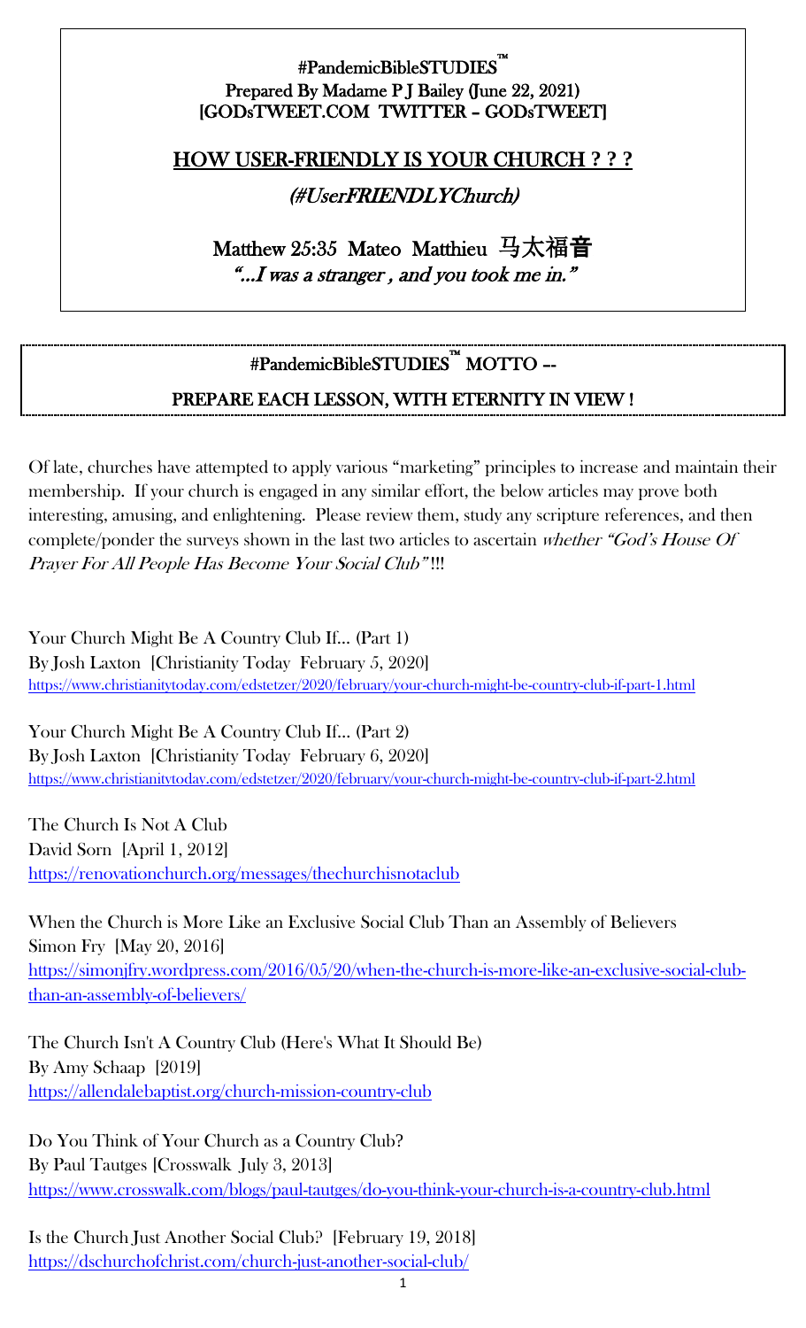**#PandemicBibleSTUDIES™**
**Prepared By Madame P J Bailey (June 22, 2021)**
**[GODsTWEET.COM TWITTER – GODsTWEET]**

## HOW USER-FRIENDLY IS YOUR CHURCH ? ? ?

*(#UserFRIENDLYChurch)*

Matthew 25:35 Mateo Matthieu 马太福音
*"...I was a stranger , and you took me in."*

---

**#PandemicBibleSTUDIES™ MOTTO --**
**PREPARE EACH LESSON, WITH ETERNITY IN VIEW !**

---

Of late, churches have attempted to apply various "marketing" principles to increase and maintain their membership. If your church is engaged in any similar effort, the below articles may prove both interesting, amusing, and enlightening. Please review them, study any scripture references, and then complete/ponder the surveys shown in the last two articles to ascertain *whether "God's House Of Prayer For All People Has Become Your Social Club"* !!!

Your Church Might Be A Country Club If... (Part 1)
By Josh Laxton [Christianity Today February 5, 2020]
https://www.christianitytoday.com/edstetzer/2020/february/your-church-might-be-country-club-if-part-1.html

Your Church Might Be A Country Club If... (Part 2)
By Josh Laxton [Christianity Today February 6, 2020]
https://www.christianitytoday.com/edstetzer/2020/february/your-church-might-be-country-club-if-part-2.html

The Church Is Not A Club
David Sorn [April 1, 2012]
https://renovationchurch.org/messages/thechurchisnotaclub

When the Church is More Like an Exclusive Social Club Than an Assembly of Believers
Simon Fry [May 20, 2016]
https://simonjfry.wordpress.com/2016/05/20/when-the-church-is-more-like-an-exclusive-social-club-than-an-assembly-of-believers/

The Church Isn't A Country Club (Here's What It Should Be)
By Amy Schaap [2019]
https://allendalebaptist.org/church-mission-country-club

Do You Think of Your Church as a Country Club?
By Paul Tautges [Crosswalk July 3, 2013]
https://www.crosswalk.com/blogs/paul-tautges/do-you-think-your-church-is-a-country-club.html

Is the Church Just Another Social Club? [February 19, 2018]
https://dschurchofchrist.com/church-just-another-social-club/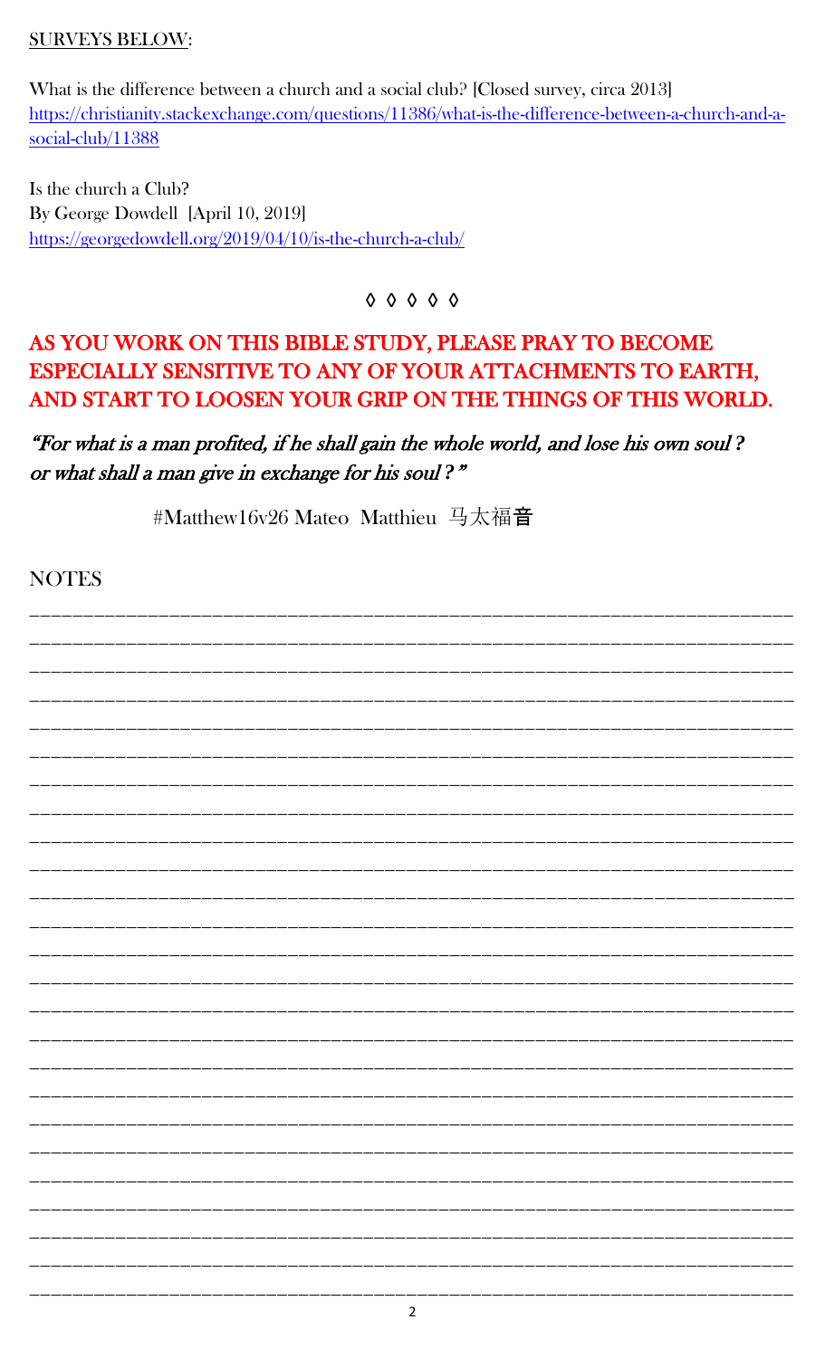SURVEYS BELOW:

What is the difference between a church and a social club? [Closed survey, circa 2013]
https://christianity.stackexchange.com/questions/11386/what-is-the-difference-between-a-church-and-a-social-club/11388

Is the church a Club?
By George Dowdell [April 10, 2019]
https://georgedowdell.org/2019/04/10/is-the-church-a-club/

◊ ◊ ◊ ◊ ◊

**AS YOU WORK ON THIS BIBLE STUDY, PLEASE PRAY TO BECOME ESPECIALLY SENSITIVE TO ANY OF YOUR ATTACHMENTS TO EARTH, AND START TO LOOSEN YOUR GRIP ON THE THINGS OF THIS WORLD.**

*"For what is a man profited, if he shall gain the whole world, and lose his own soul? or what shall a man give in exchange for his soul?"*

#Matthew16v26 Mateo Matthieu 马太福音

NOTES

______________________________________________________________________________
______________________________________________________________________________
______________________________________________________________________________
______________________________________________________________________________
______________________________________________________________________________
______________________________________________________________________________
______________________________________________________________________________
______________________________________________________________________________
______________________________________________________________________________
______________________________________________________________________________
______________________________________________________________________________
______________________________________________________________________________
______________________________________________________________________________
______________________________________________________________________________
______________________________________________________________________________
______________________________________________________________________________
______________________________________________________________________________
______________________________________________________________________________
______________________________________________________________________________
______________________________________________________________________________
______________________________________________________________________________
______________________________________________________________________________
______________________________________________________________________________
______________________________________________________________________________
______________________________________________________________________________